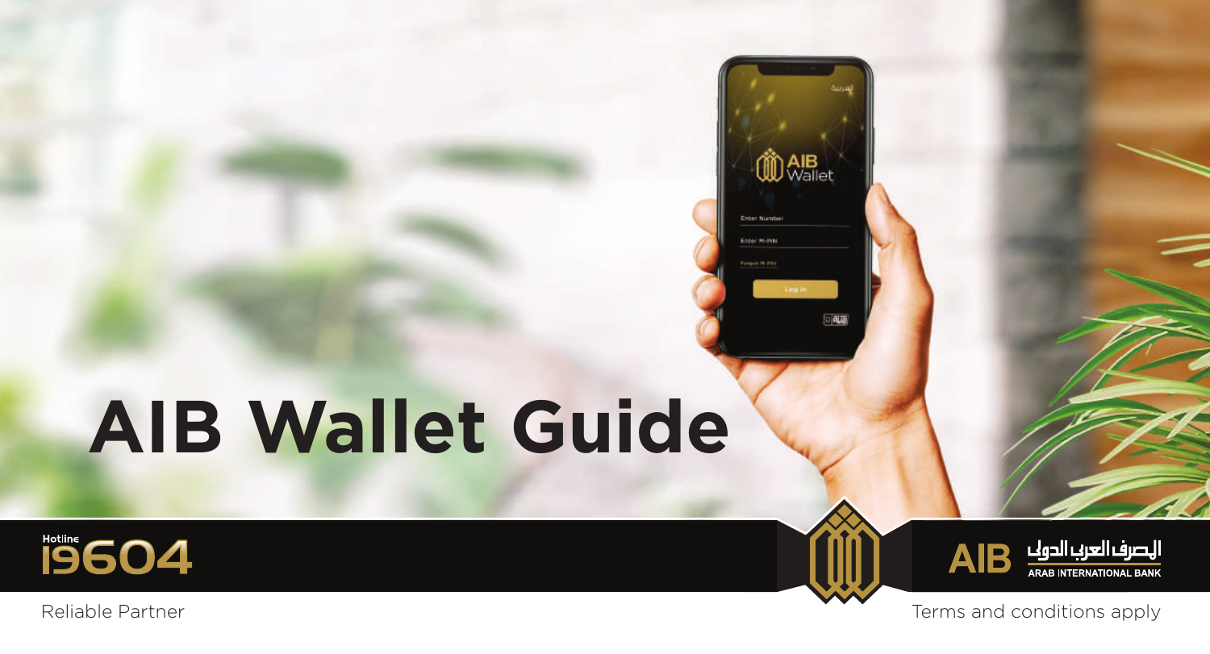# AIB Wallet Guide

Hotline 19604

AIB المصرف العربي الدولي ARAB INTERNATIONAL BANK

Reliable Partner

Terms and conditions apply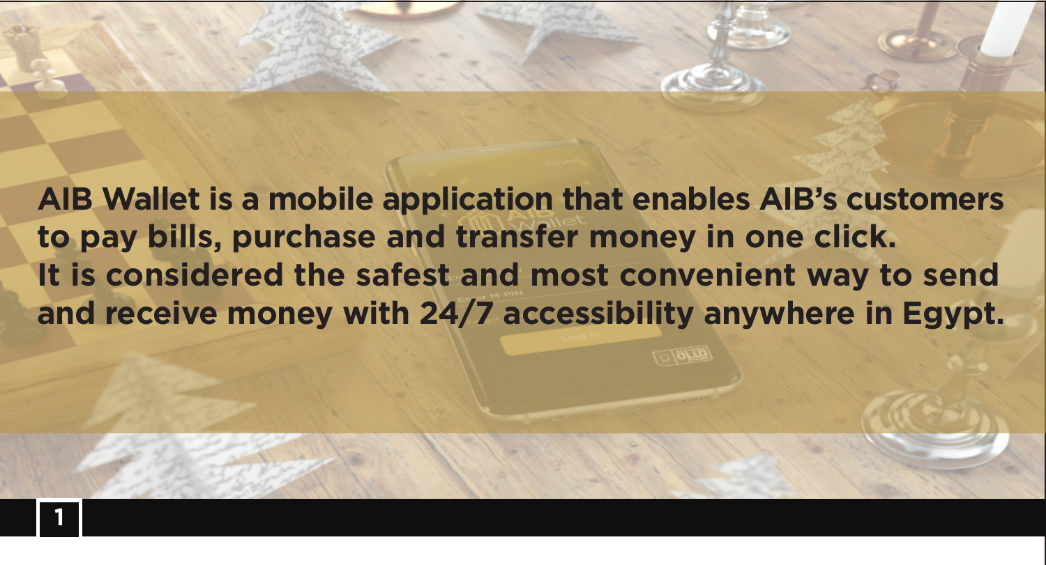**AIB Wallet is a mobile application that enables AIB's customers to pay bills, purchase and transfer money in one click.**
**It is considered the safest and most convenient way to send and receive money with 24/7 accessibility anywhere in Egypt.**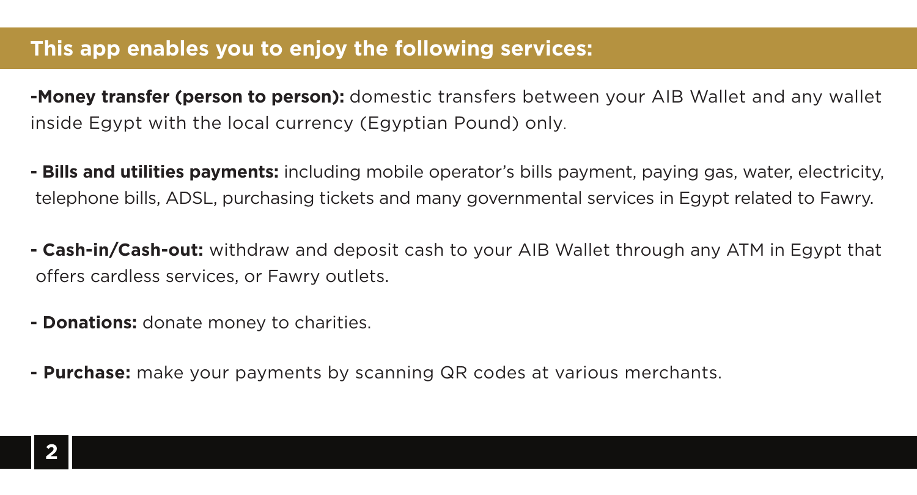## This app enables you to enjoy the following services:

**-Money transfer (person to person):** domestic transfers between your AIB Wallet and any wallet inside Egypt with the local currency (Egyptian Pound) only.

**- Bills and utilities payments:** including mobile operator's bills payment, paying gas, water, electricity, telephone bills, ADSL, purchasing tickets and many governmental services in Egypt related to Fawry.

**- Cash-in/Cash-out:** withdraw and deposit cash to your AIB Wallet through any ATM in Egypt that offers cardless services, or Fawry outlets.

**- Donations:** donate money to charities.

**- Purchase:** make your payments by scanning QR codes at various merchants.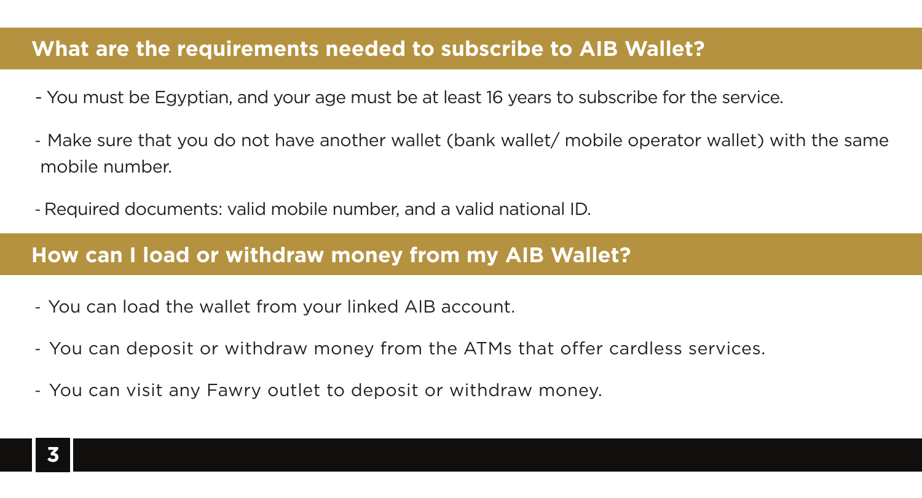## What are the requirements needed to subscribe to AIB Wallet?

- You must be Egyptian, and your age must be at least 16 years to subscribe for the service.
- Make sure that you do not have another wallet (bank wallet/ mobile operator wallet) with the same mobile number.
- Required documents: valid mobile number, and a valid national ID.

## How can I load or withdraw money from my AIB Wallet?

- You can load the wallet from your linked AIB account.
- You can deposit or withdraw money from the ATMs that offer cardless services.
- You can visit any Fawry outlet to deposit or withdraw money.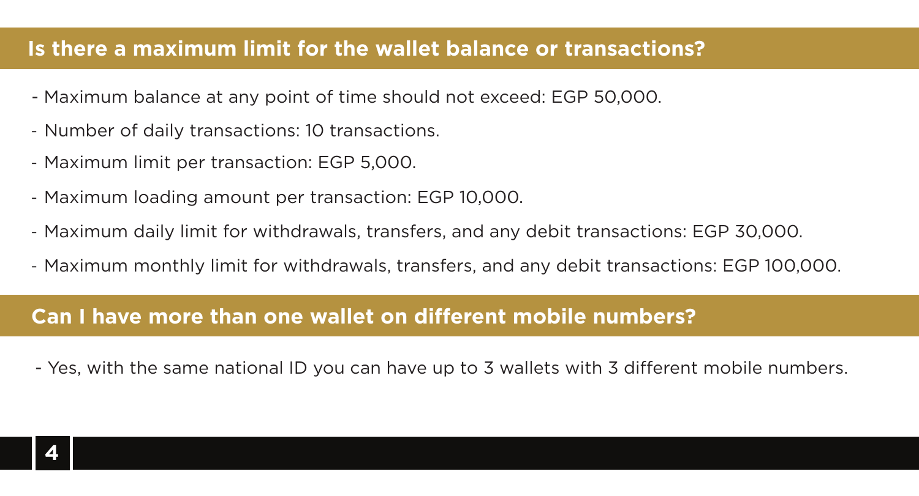## Is there a maximum limit for the wallet balance or transactions?

- Maximum balance at any point of time should not exceed: EGP 50,000.
- Number of daily transactions: 10 transactions.
- Maximum limit per transaction: EGP 5,000.
- Maximum loading amount per transaction: EGP 10,000.
- Maximum daily limit for withdrawals, transfers, and any debit transactions: EGP 30,000.
- Maximum monthly limit for withdrawals, transfers, and any debit transactions: EGP 100,000.

## Can I have more than one wallet on different mobile numbers?

- Yes, with the same national ID you can have up to 3 wallets with 3 different mobile numbers.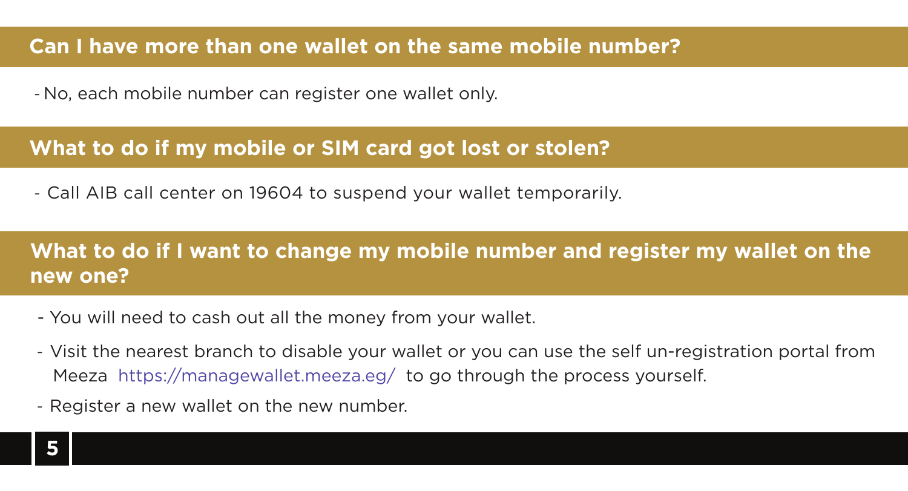## Can I have more than one wallet on the same mobile number?

- No, each mobile number can register one wallet only.

## What to do if my mobile or SIM card got lost or stolen?

- Call AIB call center on 19604 to suspend your wallet temporarily.

## What to do if I want to change my mobile number and register my wallet on the new one?

- You will need to cash out all the money from your wallet.
- Visit the nearest branch to disable your wallet or you can use the self un-registration portal from Meeza https://managewallet.meeza.eg/ to go through the process yourself.
- Register a new wallet on the new number.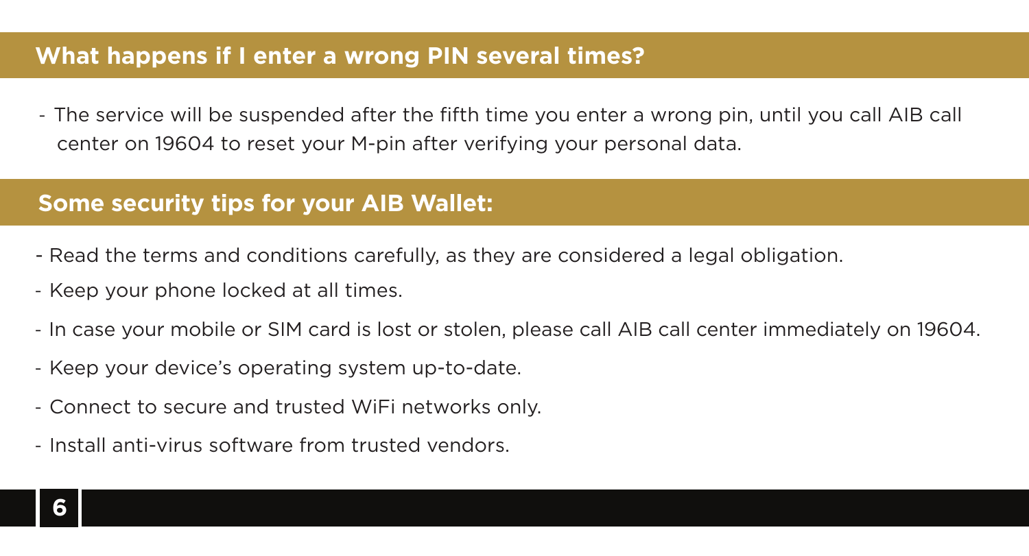## What happens if I enter a wrong PIN several times?

- The service will be suspended after the fifth time you enter a wrong pin, until you call AIB call center on 19604 to reset your M-pin after verifying your personal data.

## Some security tips for your AIB Wallet:

- Read the terms and conditions carefully, as they are considered a legal obligation.
- Keep your phone locked at all times.
- In case your mobile or SIM card is lost or stolen, please call AIB call center immediately on 19604.
- Keep your device's operating system up-to-date.
- Connect to secure and trusted WiFi networks only.
- Install anti-virus software from trusted vendors.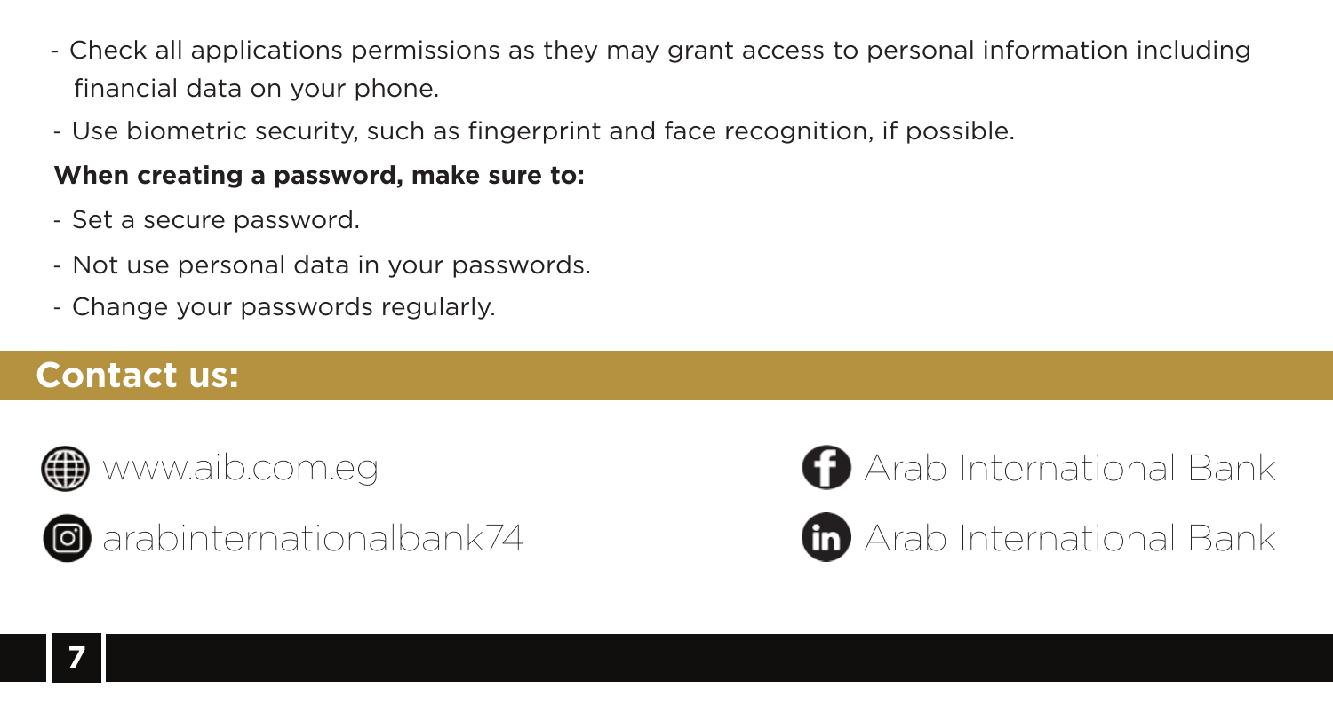- Check all applications permissions as they may grant access to personal information including financial data on your phone.
- Use biometric security, such as fingerprint and face recognition, if possible.

**When creating a password, make sure to:**

- Set a secure password.
- Not use personal data in your passwords.
- Change your passwords regularly.

## Contact us:

www.aib.com.eg

arabinternationalbank74

Arab International Bank

Arab International Bank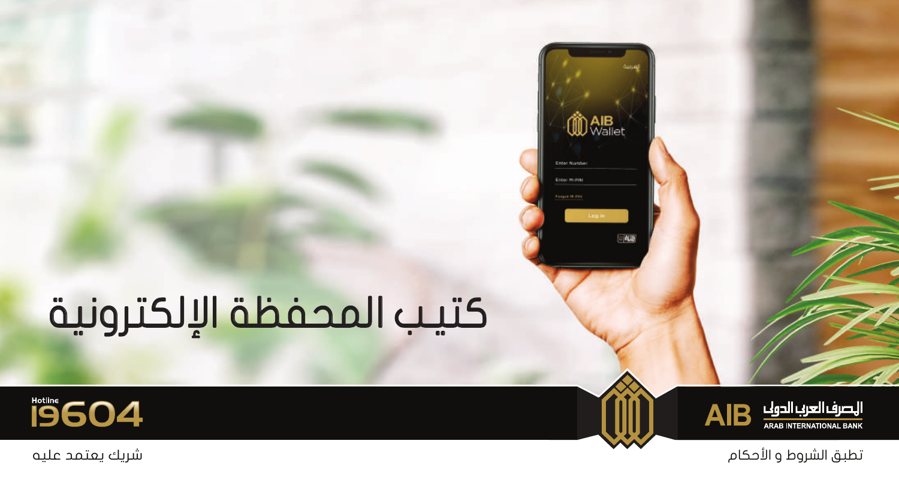# كتيب المحفظة الإلكترونية

Hotline 19604

المصرف العربي الدولي
ARAB INTERNATIONAL BANK
AIB

تطبق الشروط و الأحكام

شريك يعتمد عليه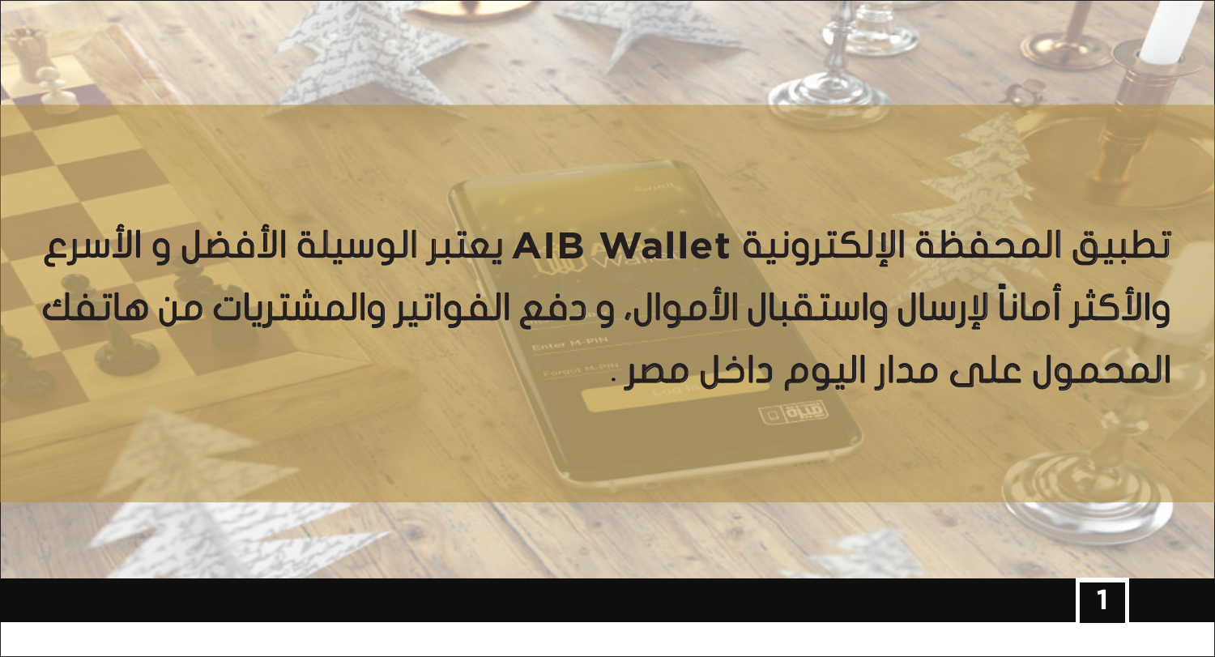تطبيق المحفظة الإلكترونية **AIB Wallet** يعتبر الوسيلة الأفضل و الأسرع والأكثر أماناً لإرسال واستقبال الأموال، و دفع الفواتير والمشتريات من هاتفك المحمول على مدار اليوم داخل مصر .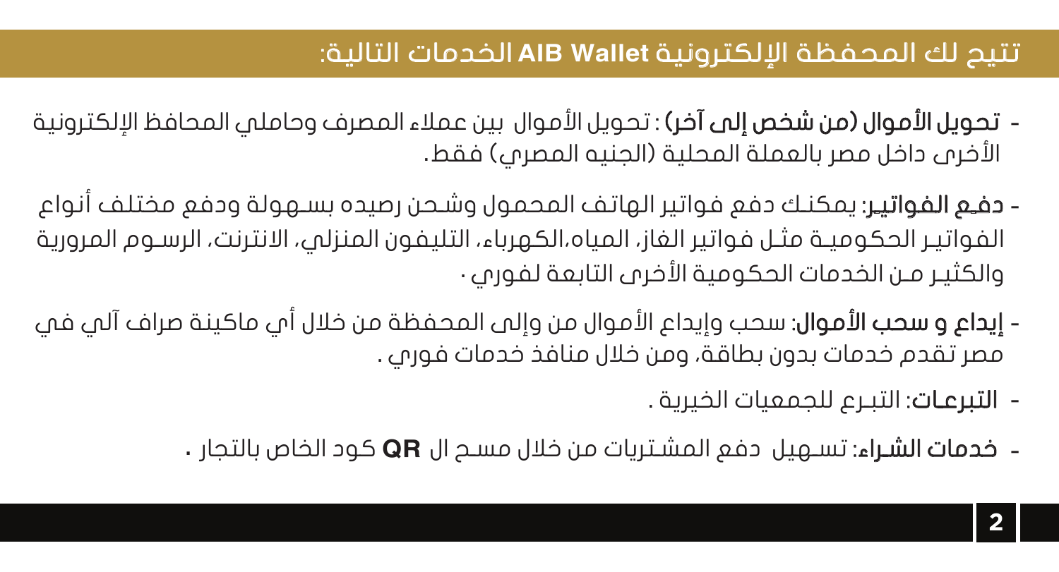## تتيح لك المحفظة الإلكترونية **AIB Wallet** الخدمات التالية:

- **تحويل الأموال (من شخص إلى آخر)** : تحويل الأموال بين عملاء المصرف وحاملي المحافظ الإلكترونية الأخرى داخل مصر بالعملة المحلية (الجنيه المصري) فقط.
- **دفع الفواتير**: يمكنك دفع فواتير الهاتف المحمول وشحن رصيده بسهولة ودفع مختلف أنواع الفواتير الحكومية مثل فواتير الغاز، المياه،الكهرباء، التليفون المنزلي، الانترنت، الرسوم المرورية والكثير من الخدمات الحكومية الأخرى التابعة لفوري .
- **إيداع و سحب الأموال**: سحب وإيداع الأموال من وإلى المحفظة من خلال أي ماكينة صراف آلي في مصر تقدم خدمات بدون بطاقة، ومن خلال منافذ خدمات فوري .
- **التبرعات**: التبرع للجمعيات الخيرية .
- **خدمات الشراء**: تسهيل دفع المشتريات من خلال مسح ال **QR** كود الخاص بالتجار .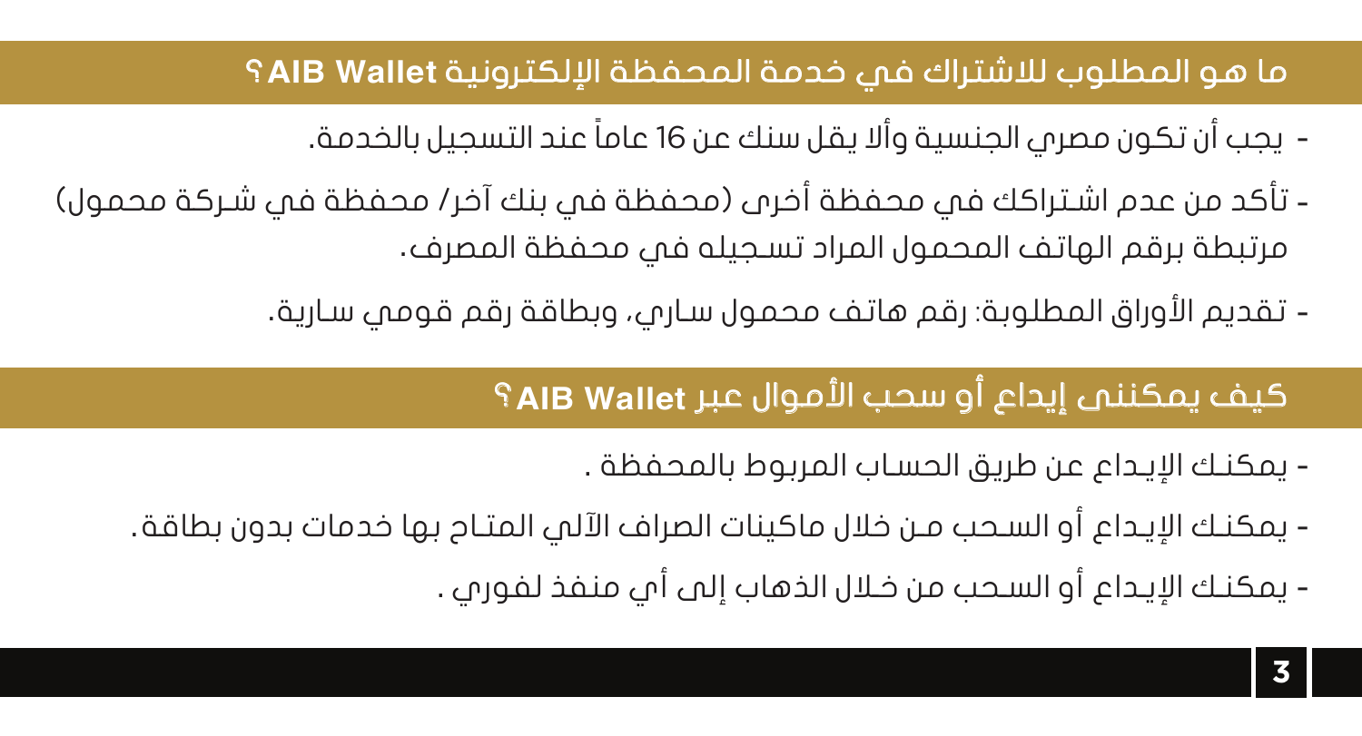## ما هو المطلوب للاشتراك في خدمة المحفظة الإلكترونية AIB Wallet؟

- يجب أن تكون مصري الجنسية وألا يقل سنك عن 16 عاماً عند التسجيل بالخدمة.
- تأكد من عدم اشتراكك في محفظة أخرى (محفظة في بنك آخر/ محفظة في شركة محمول) مرتبطة برقم الهاتف المحمول المراد تسجيله في محفظة المصرف.
- تقديم الأوراق المطلوبة: رقم هاتف محمول ساري، وبطاقة رقم قومي سارية.

## كيف يمكنني إيداع أو سحب الأموال عبر AIB Wallet؟

- يمكنك الإيداع عن طريق الحساب المربوط بالمحفظة .
- يمكنك الإيداع أو السحب من خلال ماكينات الصراف الآلي المتاح بها خدمات بدون بطاقة.
- يمكنك الإيداع أو السحب من خلال الذهاب إلى أي منفذ لفوري .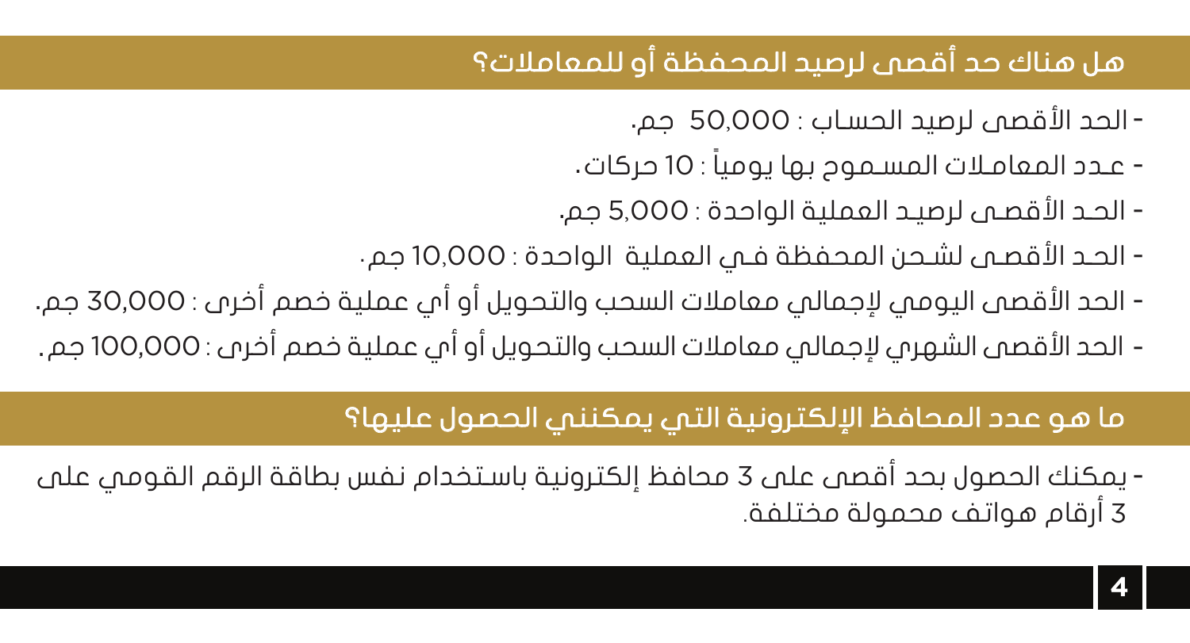## هل هناك حد أقصى لرصيد المحفظة أو للمعاملات؟

- الحد الأقصى لرصيد الحساب : 50,000 جم.
- عدد المعاملات المسموح بها يومياً : 10 حركات.
- الحد الأقصى لرصيد العملية الواحدة : 5,000 جم.
- الحد الأقصى لشحن المحفظة في العملية الواحدة : 10,000 جم.
- الحد الأقصى اليومي لإجمالي معاملات السحب والتحويل أو أي عملية خصم أخرى : 30,000 جم.
- الحد الأقصى الشهري لإجمالي معاملات السحب والتحويل أو أي عملية خصم أخرى : 100,000 جم.

## ما هو عدد المحافظ الإلكترونية التي يمكنني الحصول عليها؟

- يمكنك الحصول بحد أقصى على 3 محافظ إلكترونية باستخدام نفس بطاقة الرقم القومي على 3 أرقام هواتف محمولة مختلفة.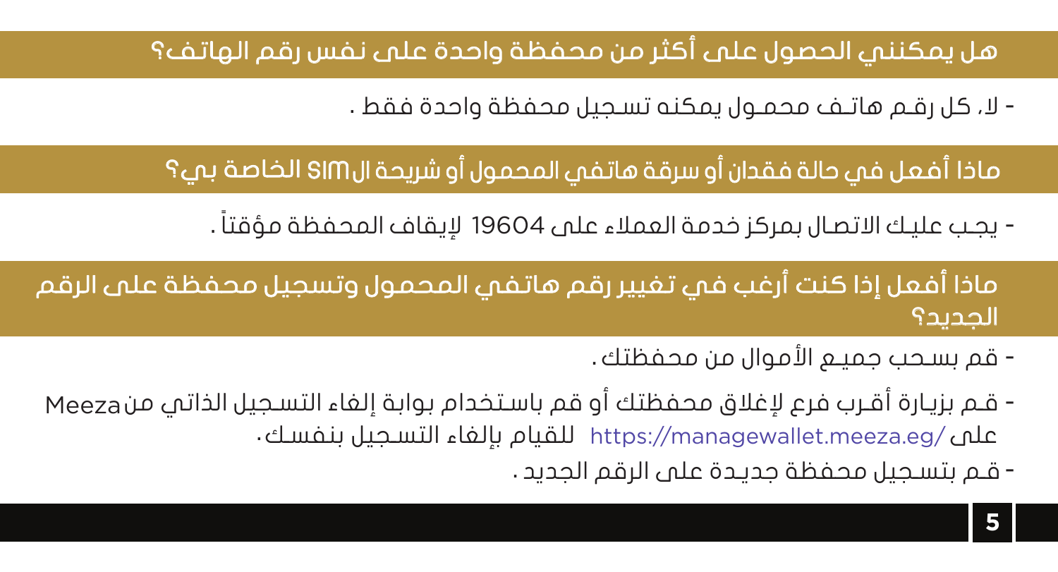## هل يمكنني الحصول على أكثر من محفظة واحدة على نفس رقم الهاتف؟

- لا، كل رقم هاتف محمول يمكنه تسجيل محفظة واحدة فقط .

## ماذا أفعل في حالة فقدان أو سرقة هاتفي المحمول أو شريحة الSIM الخاصة بي؟

- يجب عليك الاتصال بمركز خدمة العملاء على 19604 لإيقاف المحفظة مؤقتاً .

## ماذا أفعل إذا كنت أرغب في تغيير رقم هاتفي المحمول وتسجيل محفظة على الرقم الجديد؟

- قم بسحب جميع الأموال من محفظتك .
- قم بزيارة أقرب فرع لإغلاق محفظتك أو قم باستخدام بوابة إلغاء التسجيل الذاتي من Meeza على https://managewallet.meeza.eg/ للقيام بإلغاء التسجيل بنفسك .
- قم بتسجيل محفظة جديدة على الرقم الجديد .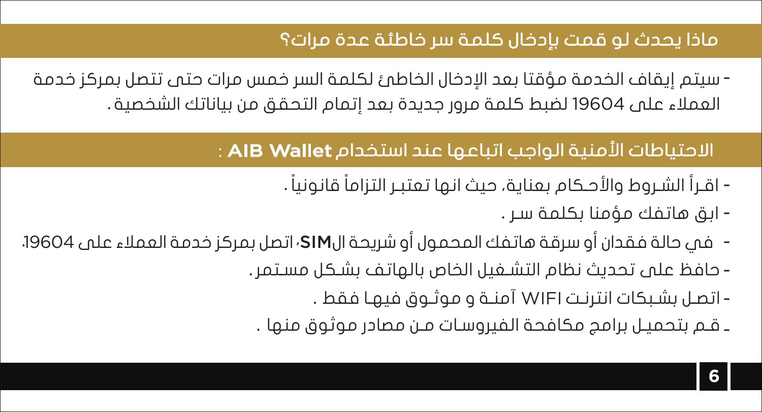## ماذا يحدث لو قمت بإدخال كلمة سر خاطئة عدة مرات؟

- سيتم إيقاف الخدمة مؤقتا بعد الإدخال الخاطئ لكلمة السر خمس مرات حتى تتصل بمركز خدمة العملاء على 19604 لضبط كلمة مرور جديدة بعد إتمام التحقق من بياناتك الشخصية.

## الاحتياطات الأمنية الواجب اتباعها عند استخدام **AIB Wallet** :

- اقرأ الشروط والأحكام بعناية، حيث انها تعتبر التزاماً قانونياً.
- ابق هاتفك مؤمنا بكلمة سر.
- في حالة فقدان أو سرقة هاتفك المحمول أو شريحة ال**SIM**، اتصل بمركز خدمة العملاء على 19604.
- حافظ على تحديث نظام التشغيل الخاص بالهاتف بشكل مستمر.
- اتصل بشبكات انترنت WIFI آمنة و موثوق فيها فقط.
- قم بتحميل برامج مكافحة الفيروسات من مصادر موثوق منها.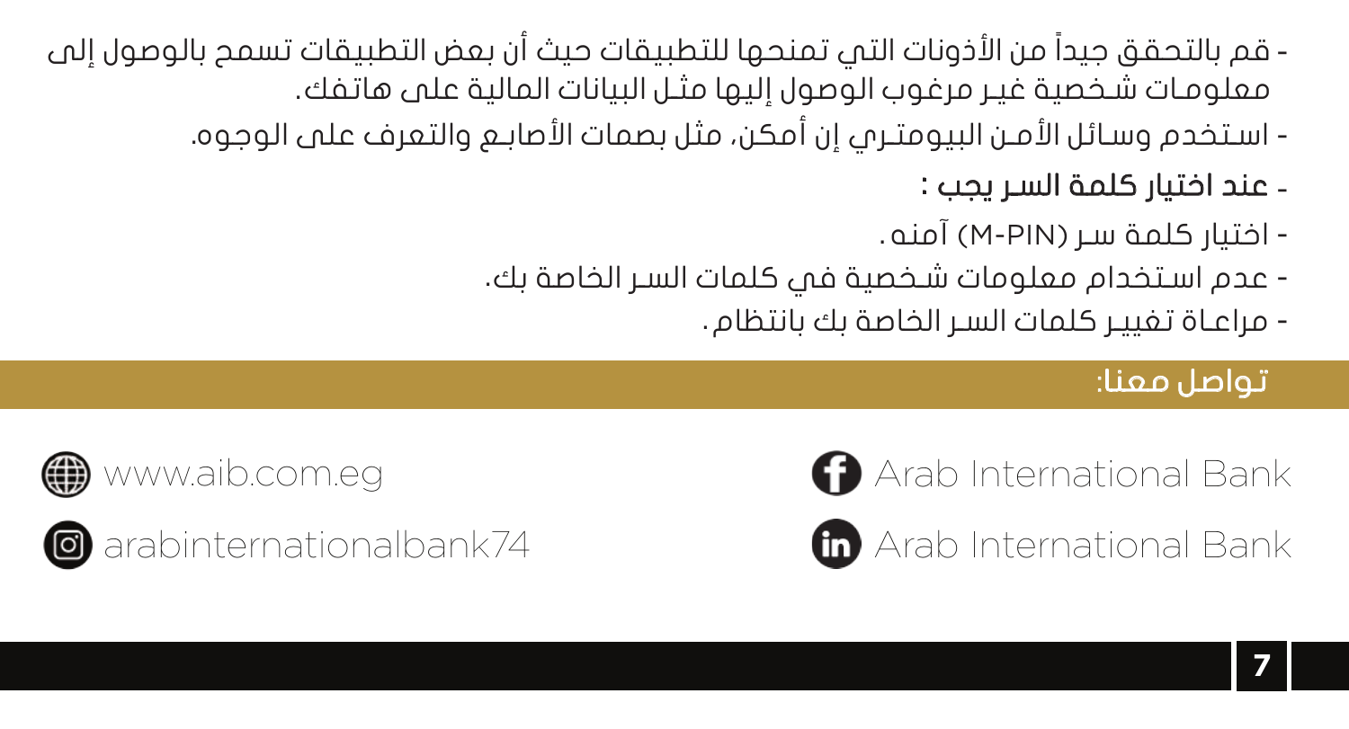- قم بالتحقق جيداً من الأذونات التي تمنحها للتطبيقات حيث أن بعض التطبيقات تسمح بالوصول إلى معلومات شخصية غير مرغوب الوصول إليها مثل البيانات المالية على هاتفك.

- استخدم وسائل الأمن البيومتري إن أمكن، مثل بصمات الأصابع والتعرف على الوجوه.

- **عند اختيار كلمة السر يجب :**

- اختيار كلمة سر (M-PIN) آمنه.

- عدم استخدام معلومات شخصية في كلمات السر الخاصة بك.

- مراعاة تغيير كلمات السر الخاصة بك بانتظام.

## تواصل معنا:

www.aib.com.eg

Arab International Bank

arabinternationalbank74

Arab International Bank